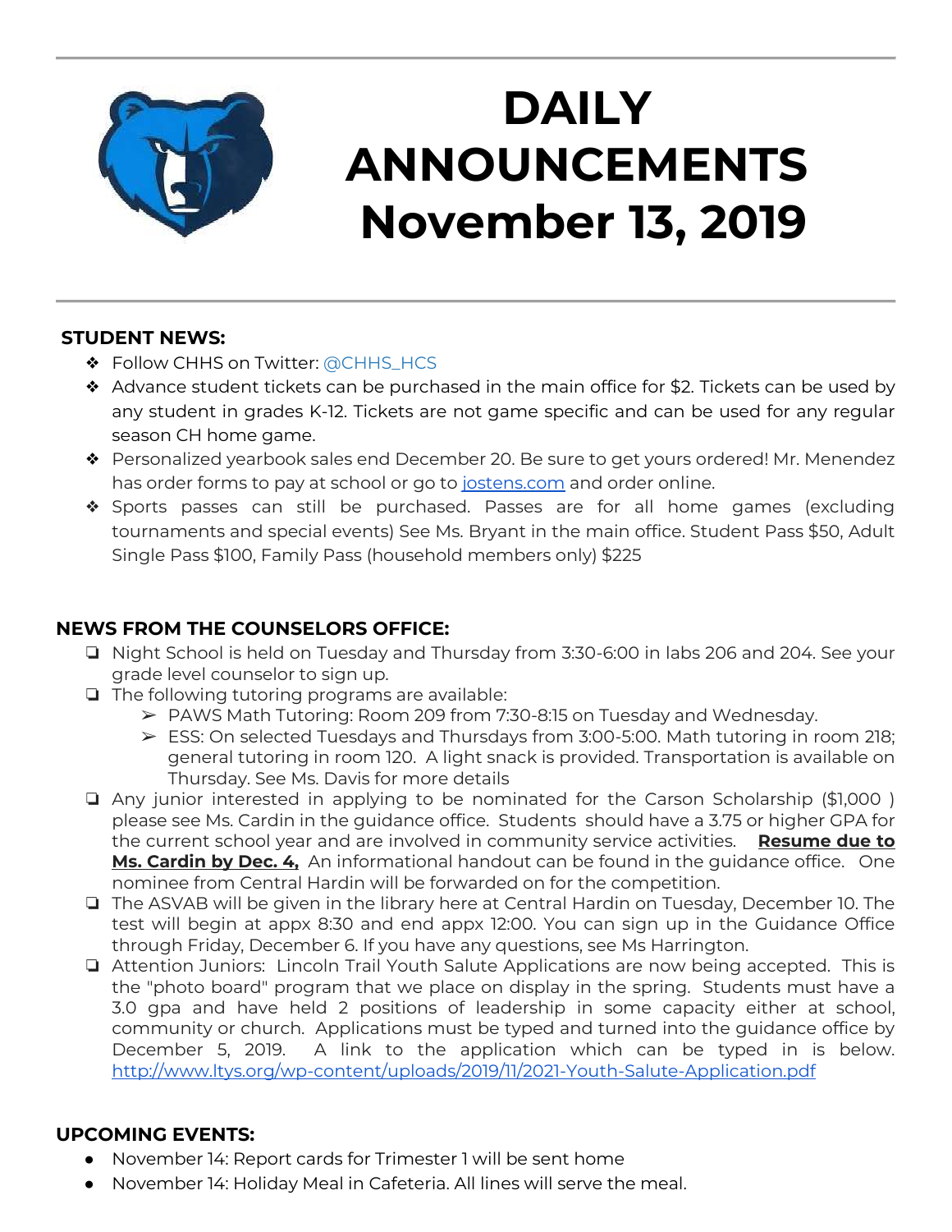# DAILY ANNOUNCEMENTS November 13, 2019

## STUDENT NEWS:

- Follow CHHS on Twitter: @CHHS_HCS
- Advance student tickets can be purchased in the main office for $2. Tickets can be used by any student in grades K-12. Tickets are not game specific and can be used for any regular season CH home game.
- Personalized yearbook sales end December 20. Be sure to get yours ordered! Mr. Menendez has order forms to pay at school or go to [jostens.com](jostens.com) and order online.
- Sports passes can still be purchased. Passes are for all home games (excluding tournaments and special events) See Ms. Bryant in the main office. Student Pass $50, Adult Single Pass $100, Family Pass (household members only) $225

## NEWS FROM THE COUNSELORS OFFICE:

- Night School is held on Tuesday and Thursday from 3:30-6:00 in labs 206 and 204. See your grade level counselor to sign up.
- The following tutoring programs are available:
  - PAWS Math Tutoring: Room 209 from 7:30-8:15 on Tuesday and Wednesday.
  - ESS: On selected Tuesdays and Thursdays from 3:00-5:00. Math tutoring in room 218; general tutoring in room 120. A light snack is provided. Transportation is available on Thursday. See Ms. Davis for more details
- Any junior interested in applying to be nominated for the Carson Scholarship ($1,000 ) please see Ms. Cardin in the guidance office. Students should have a 3.75 or higher GPA for the current school year and are involved in community service activities. **Resume due to Ms. Cardin by Dec. 4,** An informational handout can be found in the guidance office. One nominee from Central Hardin will be forwarded on for the competition.
- The ASVAB will be given in the library here at Central Hardin on Tuesday, December 10. The test will begin at appx 8:30 and end appx 12:00. You can sign up in the Guidance Office through Friday, December 6. If you have any questions, see Ms Harrington.
- Attention Juniors: Lincoln Trail Youth Salute Applications are now being accepted. This is the "photo board" program that we place on display in the spring. Students must have a 3.0 gpa and have held 2 positions of leadership in some capacity either at school, community or church. Applications must be typed and turned into the guidance office by December 5, 2019. A link to the application which can be typed in is below. http://www.ltys.org/wp-content/uploads/2019/11/2021-Youth-Salute-Application.pdf

## UPCOMING EVENTS:

- November 14: Report cards for Trimester 1 will be sent home
- November 14: Holiday Meal in Cafeteria. All lines will serve the meal.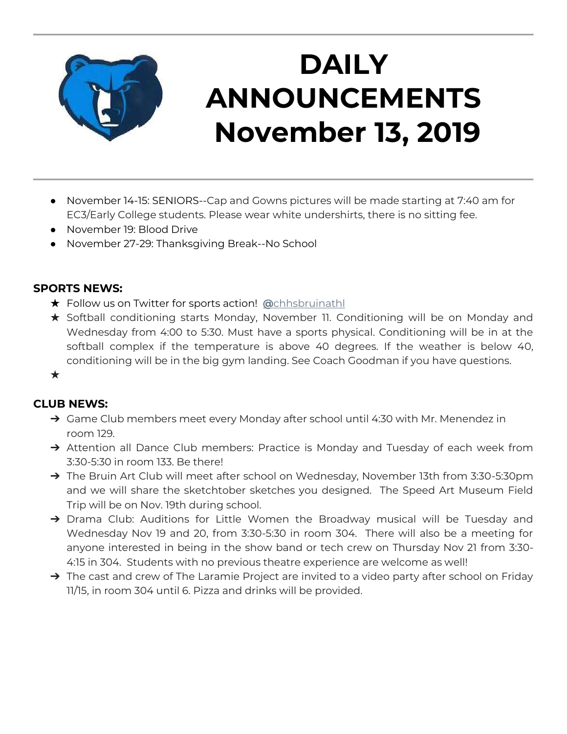# DAILY ANNOUNCEMENTS November 13, 2019

- November 14-15: SENIORS--Cap and Gowns pictures will be made starting at 7:40 am for EC3/Early College students. Please wear white undershirts, there is no sitting fee.
- November 19: Blood Drive
- November 27-29: Thanksgiving Break--No School

**SPORTS NEWS:**

- Follow us on Twitter for sports action! @chhsbruinathl
- Softball conditioning starts Monday, November 11. Conditioning will be on Monday and Wednesday from 4:00 to 5:30. Must have a sports physical. Conditioning will be in at the softball complex if the temperature is above 40 degrees. If the weather is below 40, conditioning will be in the big gym landing. See Coach Goodman if you have questions.

**CLUB NEWS:**

- Game Club members meet every Monday after school until 4:30 with Mr. Menendez in room 129.
- Attention all Dance Club members: Practice is Monday and Tuesday of each week from 3:30-5:30 in room 133. Be there!
- The Bruin Art Club will meet after school on Wednesday, November 13th from 3:30-5:30pm and we will share the sketchtober sketches you designed. The Speed Art Museum Field Trip will be on Nov. 19th during school.
- Drama Club: Auditions for Little Women the Broadway musical will be Tuesday and Wednesday Nov 19 and 20, from 3:30-5:30 in room 304. There will also be a meeting for anyone interested in being in the show band or tech crew on Thursday Nov 21 from 3:30-4:15 in 304. Students with no previous theatre experience are welcome as well!
- The cast and crew of The Laramie Project are invited to a video party after school on Friday 11/15, in room 304 until 6. Pizza and drinks will be provided.